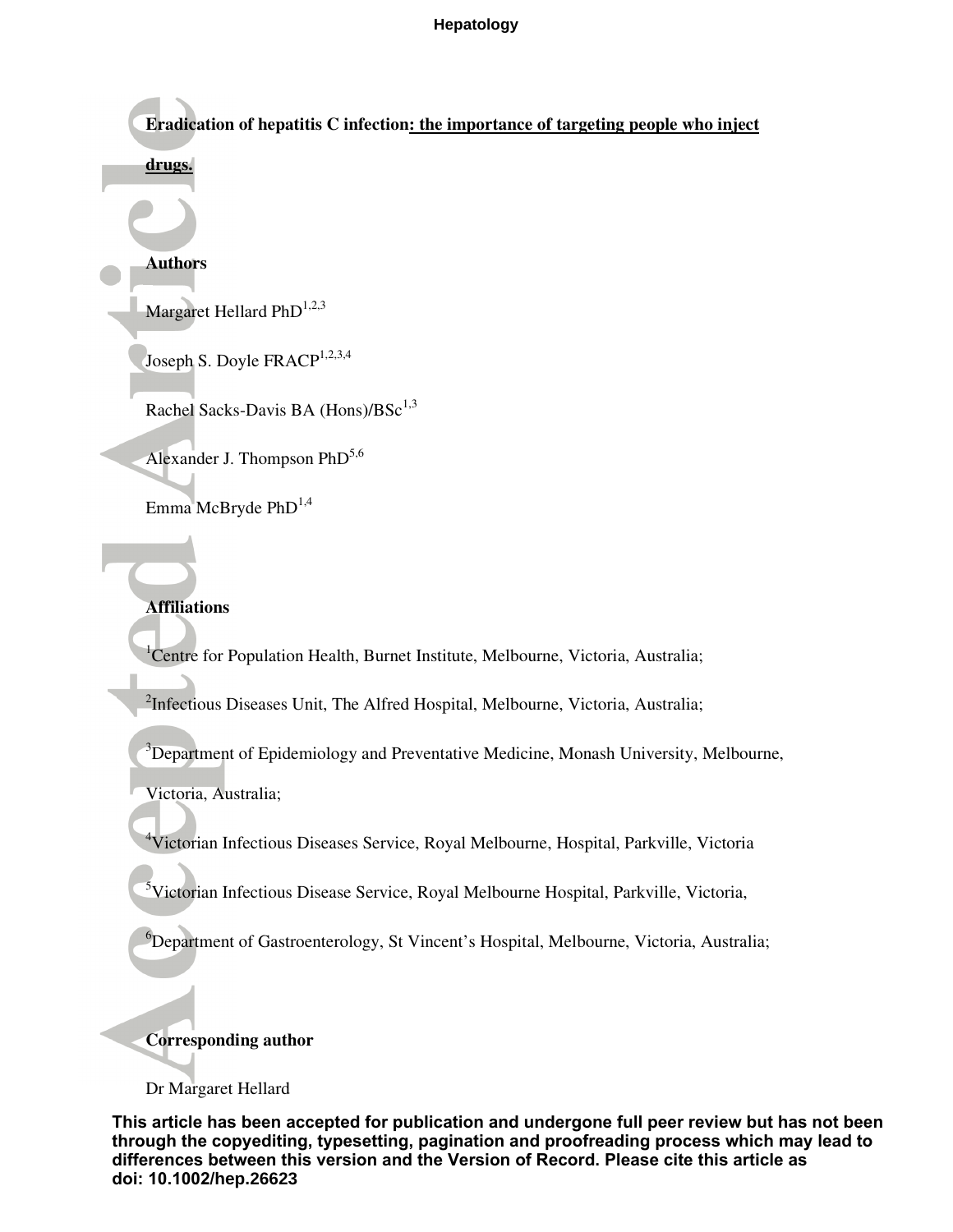# Eradication of hepatitis C infection: the importance of targeting people who inject drugs.

**Authors**

Margaret Hellard PhD[1,2,3]

Joseph S. Doyle FRACP[1,2,3,4]

Rachel Sacks-Davis BA (Hons)/BSc[1,3]

Alexander J. Thompson PhD[5,6]

Emma McBryde PhD[1,4]

**Affiliations**

[1]Centre for Population Health, Burnet Institute, Melbourne, Victoria, Australia;

[2]Infectious Diseases Unit, The Alfred Hospital, Melbourne, Victoria, Australia;

[3]Department of Epidemiology and Preventative Medicine, Monash University, Melbourne, Victoria, Australia;

[4]Victorian Infectious Diseases Service, Royal Melbourne, Hospital, Parkville, Victoria

[5]Victorian Infectious Disease Service, Royal Melbourne Hospital, Parkville, Victoria,

[6]Department of Gastroenterology, St Vincent's Hospital, Melbourne, Victoria, Australia;

**Corresponding author**

Dr Margaret Hellard

**This article has been accepted for publication and undergone full peer review but has not been through the copyediting, typesetting, pagination and proofreading process which may lead to differences between this version and the Version of Record. Please cite this article as doi: 10.1002/hep.26623**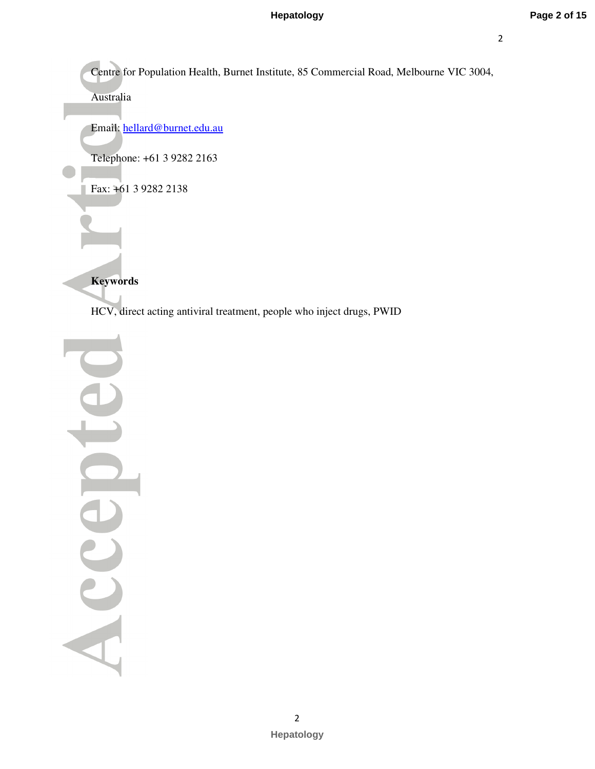Centre for Population Health, Burnet Institute, 85 Commercial Road, Melbourne VIC 3004, Australia

Email: hellard@burnet.edu.au

Telephone: +61 3 9282 2163

Fax: +61 3 9282 2138

**Keywords**

HCV, direct acting antiviral treatment, people who inject drugs, PWID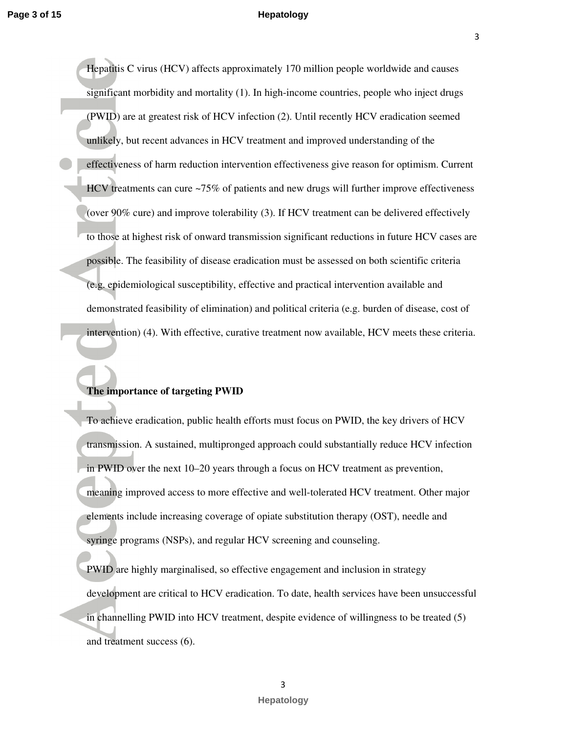Hepatitis C virus (HCV) affects approximately 170 million people worldwide and causes significant morbidity and mortality (1). In high-income countries, people who inject drugs (PWID) are at greatest risk of HCV infection (2). Until recently HCV eradication seemed unlikely, but recent advances in HCV treatment and improved understanding of the effectiveness of harm reduction intervention effectiveness give reason for optimism. Current HCV treatments can cure ~75% of patients and new drugs will further improve effectiveness (over 90% cure) and improve tolerability (3). If HCV treatment can be delivered effectively to those at highest risk of onward transmission significant reductions in future HCV cases are possible. The feasibility of disease eradication must be assessed on both scientific criteria (e.g. epidemiological susceptibility, effective and practical intervention available and demonstrated feasibility of elimination) and political criteria (e.g. burden of disease, cost of intervention) (4). With effective, curative treatment now available, HCV meets these criteria.

**The importance of targeting PWID**

To achieve eradication, public health efforts must focus on PWID, the key drivers of HCV transmission. A sustained, multipronged approach could substantially reduce HCV infection in PWID over the next 10–20 years through a focus on HCV treatment as prevention, meaning improved access to more effective and well-tolerated HCV treatment. Other major elements include increasing coverage of opiate substitution therapy (OST), needle and syringe programs (NSPs), and regular HCV screening and counseling.

PWID are highly marginalised, so effective engagement and inclusion in strategy development are critical to HCV eradication. To date, health services have been unsuccessful in channelling PWID into HCV treatment, despite evidence of willingness to be treated (5) and treatment success (6).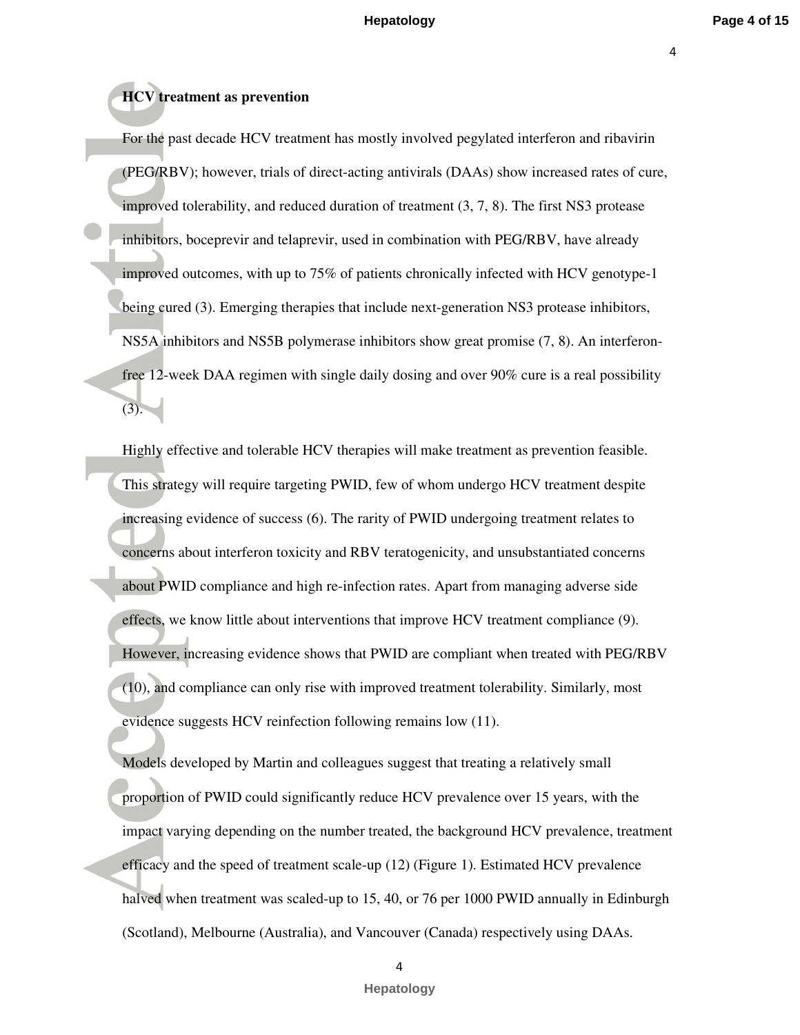**HCV treatment as prevention**

For the past decade HCV treatment has mostly involved pegylated interferon and ribavirin (PEG/RBV); however, trials of direct-acting antivirals (DAAs) show increased rates of cure, improved tolerability, and reduced duration of treatment (3, 7, 8). The first NS3 protease inhibitors, boceprevir and telaprevir, used in combination with PEG/RBV, have already improved outcomes, with up to 75% of patients chronically infected with HCV genotype-1 being cured (3). Emerging therapies that include next-generation NS3 protease inhibitors, NS5A inhibitors and NS5B polymerase inhibitors show great promise (7, 8). An interferon-free 12-week DAA regimen with single daily dosing and over 90% cure is a real possibility (3).

Highly effective and tolerable HCV therapies will make treatment as prevention feasible. This strategy will require targeting PWID, few of whom undergo HCV treatment despite increasing evidence of success (6). The rarity of PWID undergoing treatment relates to concerns about interferon toxicity and RBV teratogenicity, and unsubstantiated concerns about PWID compliance and high re-infection rates. Apart from managing adverse side effects, we know little about interventions that improve HCV treatment compliance (9). However, increasing evidence shows that PWID are compliant when treated with PEG/RBV (10), and compliance can only rise with improved treatment tolerability. Similarly, most evidence suggests HCV reinfection following remains low (11).

Models developed by Martin and colleagues suggest that treating a relatively small proportion of PWID could significantly reduce HCV prevalence over 15 years, with the impact varying depending on the number treated, the background HCV prevalence, treatment efficacy and the speed of treatment scale-up (12) (Figure 1). Estimated HCV prevalence halved when treatment was scaled-up to 15, 40, or 76 per 1000 PWID annually in Edinburgh (Scotland), Melbourne (Australia), and Vancouver (Canada) respectively using DAAs.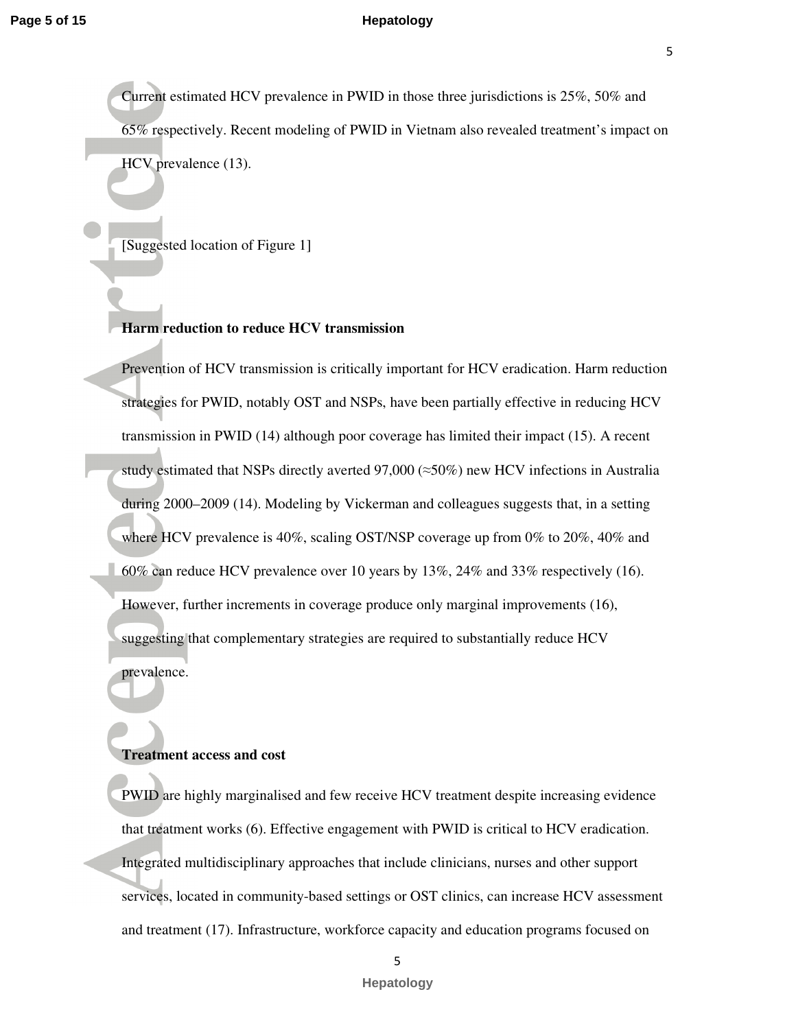Current estimated HCV prevalence in PWID in those three jurisdictions is 25%, 50% and 65% respectively. Recent modeling of PWID in Vietnam also revealed treatment's impact on HCV prevalence (13).

[Suggested location of Figure 1]

**Harm reduction to reduce HCV transmission**

Prevention of HCV transmission is critically important for HCV eradication. Harm reduction strategies for PWID, notably OST and NSPs, have been partially effective in reducing HCV transmission in PWID (14) although poor coverage has limited their impact (15). A recent study estimated that NSPs directly averted 97,000 (≈50%) new HCV infections in Australia during 2000–2009 (14). Modeling by Vickerman and colleagues suggests that, in a setting where HCV prevalence is 40%, scaling OST/NSP coverage up from 0% to 20%, 40% and 60% can reduce HCV prevalence over 10 years by 13%, 24% and 33% respectively (16). However, further increments in coverage produce only marginal improvements (16), suggesting that complementary strategies are required to substantially reduce HCV prevalence.

**Treatment access and cost**

PWID are highly marginalised and few receive HCV treatment despite increasing evidence that treatment works (6). Effective engagement with PWID is critical to HCV eradication. Integrated multidisciplinary approaches that include clinicians, nurses and other support services, located in community-based settings or OST clinics, can increase HCV assessment and treatment (17). Infrastructure, workforce capacity and education programs focused on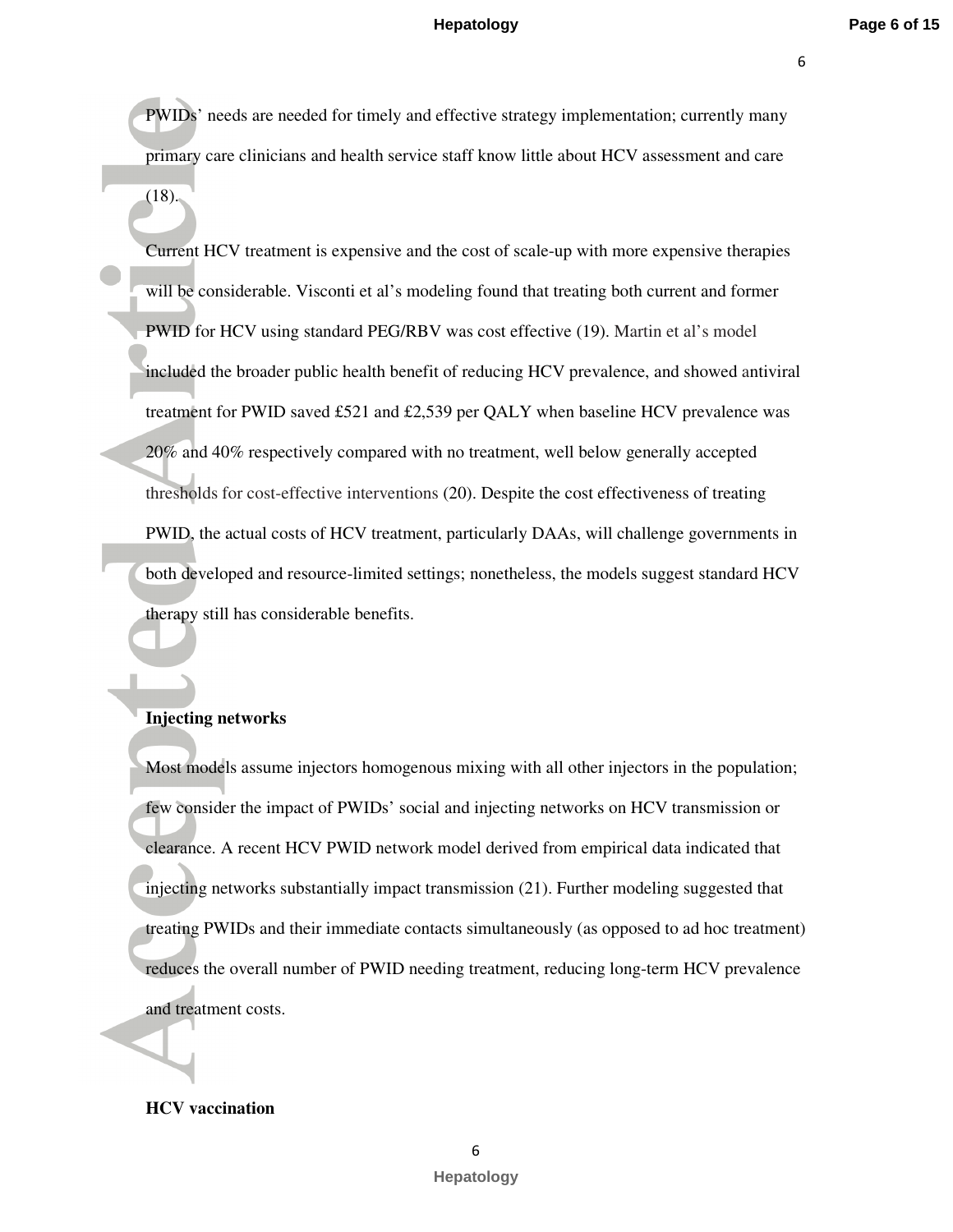PWIDs' needs are needed for timely and effective strategy implementation; currently many primary care clinicians and health service staff know little about HCV assessment and care (18).

Current HCV treatment is expensive and the cost of scale-up with more expensive therapies will be considerable. Visconti et al's modeling found that treating both current and former PWID for HCV using standard PEG/RBV was cost effective (19). Martin et al's model included the broader public health benefit of reducing HCV prevalence, and showed antiviral treatment for PWID saved £521 and £2,539 per QALY when baseline HCV prevalence was 20% and 40% respectively compared with no treatment, well below generally accepted thresholds for cost-effective interventions (20). Despite the cost effectiveness of treating PWID, the actual costs of HCV treatment, particularly DAAs, will challenge governments in both developed and resource-limited settings; nonetheless, the models suggest standard HCV therapy still has considerable benefits.

**Injecting networks**

Most models assume injectors homogenous mixing with all other injectors in the population; few consider the impact of PWIDs' social and injecting networks on HCV transmission or clearance. A recent HCV PWID network model derived from empirical data indicated that injecting networks substantially impact transmission (21). Further modeling suggested that treating PWIDs and their immediate contacts simultaneously (as opposed to ad hoc treatment) reduces the overall number of PWID needing treatment, reducing long-term HCV prevalence and treatment costs.

**HCV vaccination**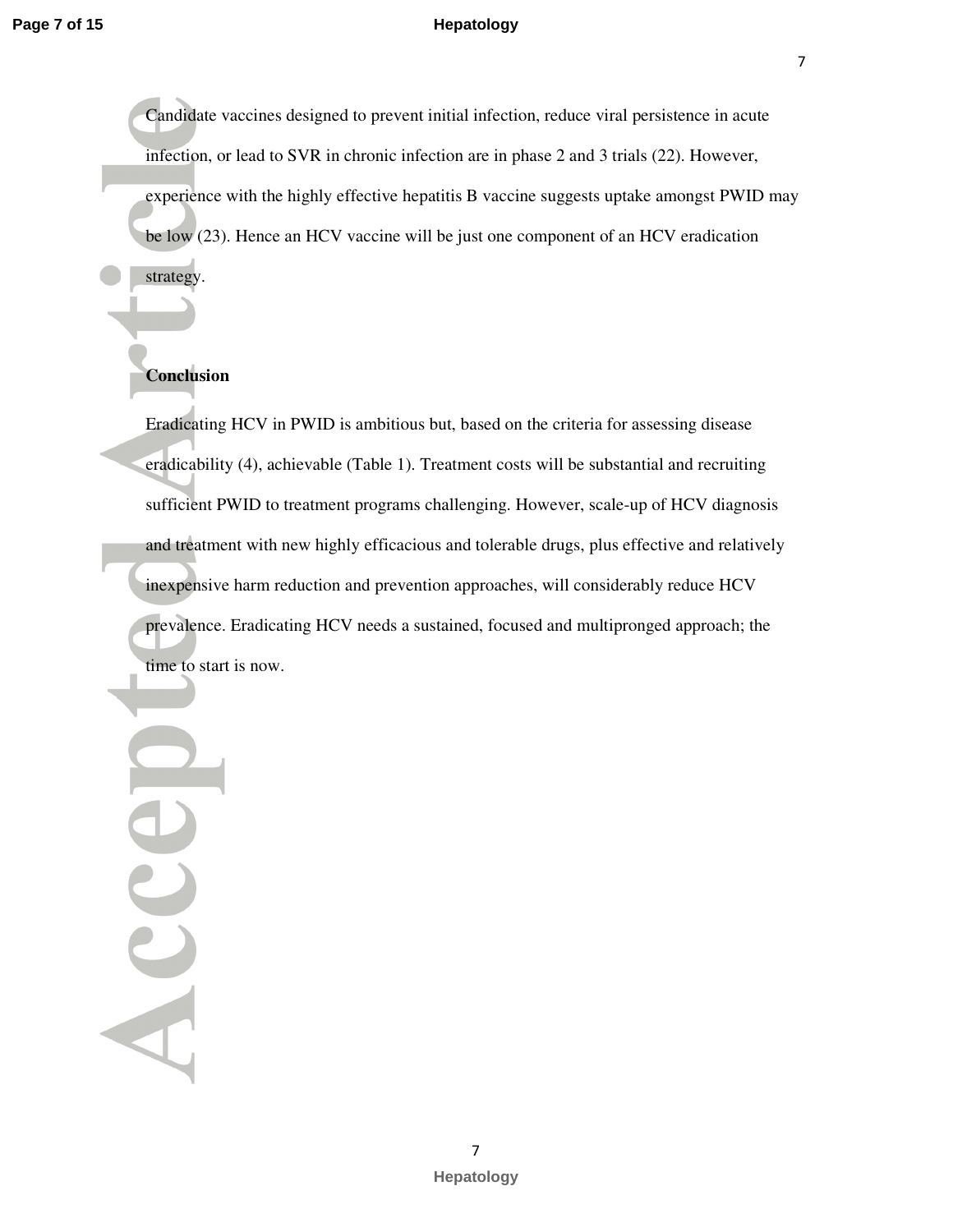Candidate vaccines designed to prevent initial infection, reduce viral persistence in acute infection, or lead to SVR in chronic infection are in phase 2 and 3 trials (22). However, experience with the highly effective hepatitis B vaccine suggests uptake amongst PWID may be low (23). Hence an HCV vaccine will be just one component of an HCV eradication strategy.

## Conclusion

Eradicating HCV in PWID is ambitious but, based on the criteria for assessing disease eradicability (4), achievable (Table 1). Treatment costs will be substantial and recruiting sufficient PWID to treatment programs challenging. However, scale-up of HCV diagnosis and treatment with new highly efficacious and tolerable drugs, plus effective and relatively inexpensive harm reduction and prevention approaches, will considerably reduce HCV prevalence. Eradicating HCV needs a sustained, focused and multipronged approach; the time to start is now.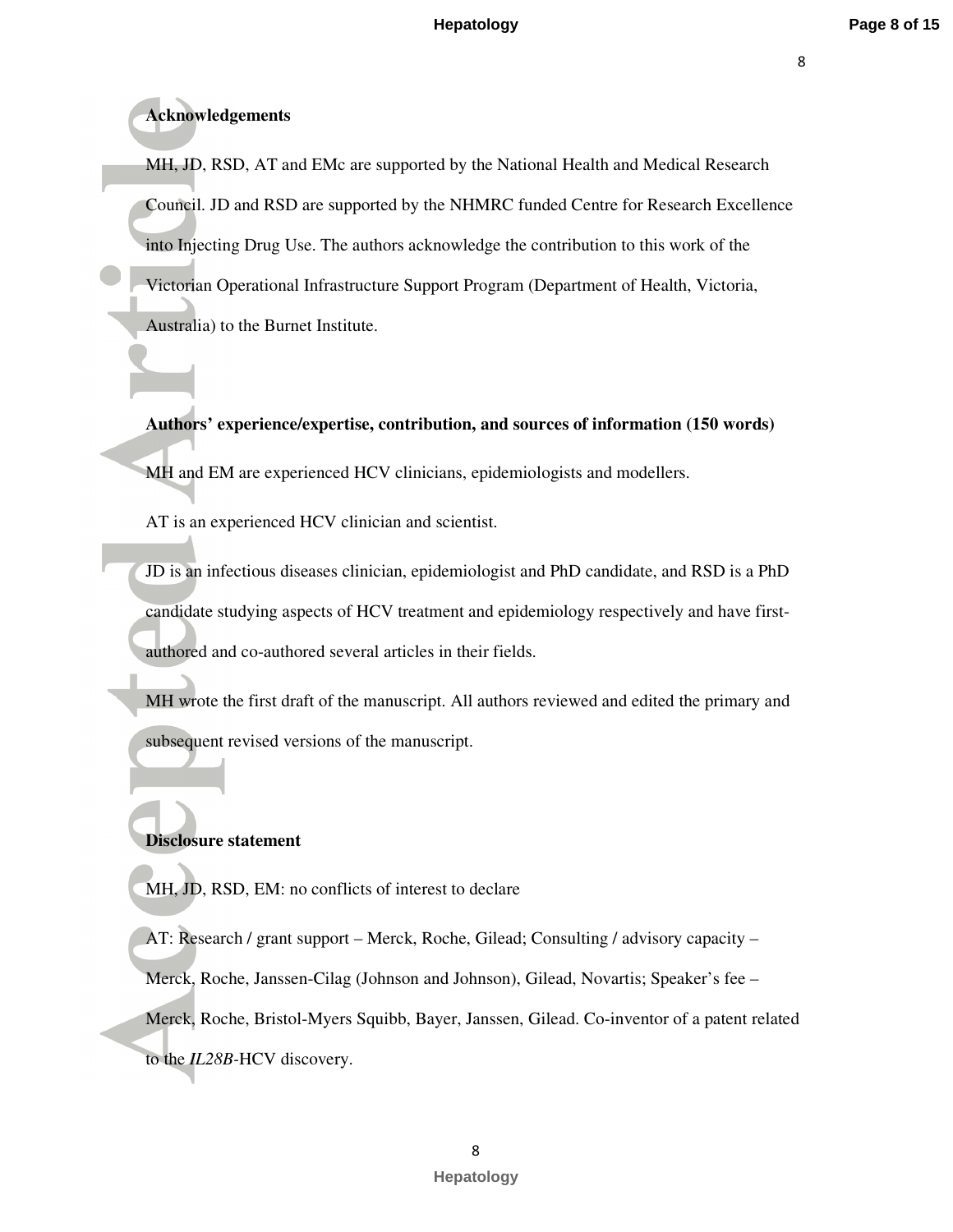## Acknowledgements

MH, JD, RSD, AT and EMc are supported by the National Health and Medical Research Council. JD and RSD are supported by the NHMRC funded Centre for Research Excellence into Injecting Drug Use. The authors acknowledge the contribution to this work of the Victorian Operational Infrastructure Support Program (Department of Health, Victoria, Australia) to the Burnet Institute.

## Authors' experience/expertise, contribution, and sources of information (150 words)

MH and EM are experienced HCV clinicians, epidemiologists and modellers.

AT is an experienced HCV clinician and scientist.

JD is an infectious diseases clinician, epidemiologist and PhD candidate, and RSD is a PhD candidate studying aspects of HCV treatment and epidemiology respectively and have first-authored and co-authored several articles in their fields.

MH wrote the first draft of the manuscript. All authors reviewed and edited the primary and subsequent revised versions of the manuscript.

## Disclosure statement

MH, JD, RSD, EM: no conflicts of interest to declare

AT: Research / grant support – Merck, Roche, Gilead; Consulting / advisory capacity – Merck, Roche, Janssen-Cilag (Johnson and Johnson), Gilead, Novartis; Speaker's fee – Merck, Roche, Bristol-Myers Squibb, Bayer, Janssen, Gilead. Co-inventor of a patent related to the *IL28B*-HCV discovery.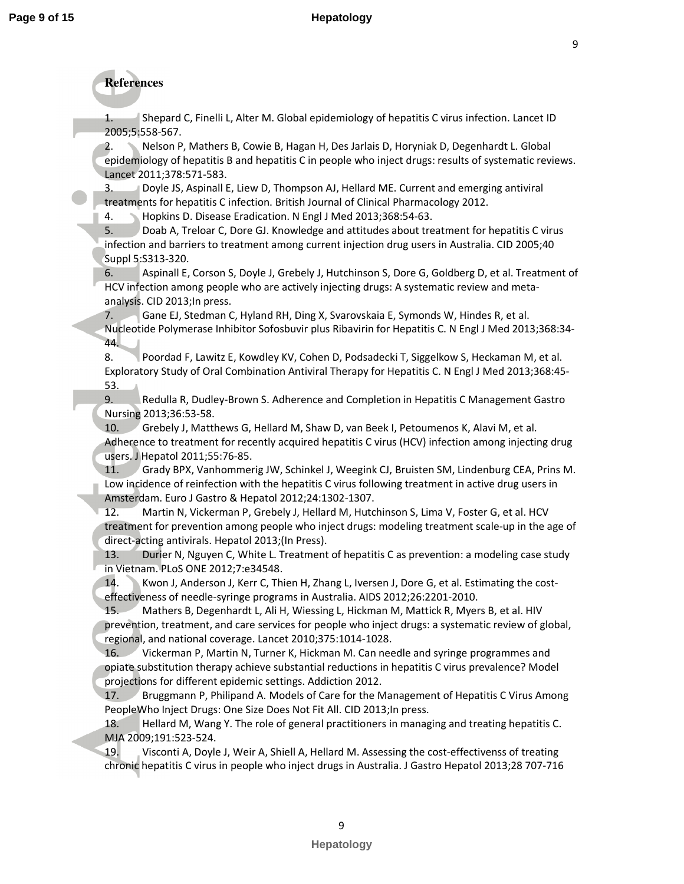**References**

1. Shepard C, Finelli L, Alter M. Global epidemiology of hepatitis C virus infection. Lancet ID 2005;5:558-567.
2. Nelson P, Mathers B, Cowie B, Hagan H, Des Jarlais D, Horyniak D, Degenhardt L. Global epidemiology of hepatitis B and hepatitis C in people who inject drugs: results of systematic reviews. Lancet 2011;378:571-583.
3. Doyle JS, Aspinall E, Liew D, Thompson AJ, Hellard ME. Current and emerging antiviral treatments for hepatitis C infection. British Journal of Clinical Pharmacology 2012.
4. Hopkins D. Disease Eradication. N Engl J Med 2013;368:54-63.
5. Doab A, Treloar C, Dore GJ. Knowledge and attitudes about treatment for hepatitis C virus infection and barriers to treatment among current injection drug users in Australia. CID 2005;40 Suppl 5:S313-320.
6. Aspinall E, Corson S, Doyle J, Grebely J, Hutchinson S, Dore G, Goldberg D, et al. Treatment of HCV infection among people who are actively injecting drugs: A systematic review and meta-analysis. CID 2013;In press.
7. Gane EJ, Stedman C, Hyland RH, Ding X, Svarovskaia E, Symonds W, Hindes R, et al. Nucleotide Polymerase Inhibitor Sofosbuvir plus Ribavirin for Hepatitis C. N Engl J Med 2013;368:34-44.
8. Poordad F, Lawitz E, Kowdley KV, Cohen D, Podsadecki T, Siggelkow S, Heckaman M, et al. Exploratory Study of Oral Combination Antiviral Therapy for Hepatitis C. N Engl J Med 2013;368:45-53.
9. Redulla R, Dudley-Brown S. Adherence and Completion in Hepatitis C Management Gastro Nursing 2013;36:53-58.
10. Grebely J, Matthews G, Hellard M, Shaw D, van Beek I, Petoumenos K, Alavi M, et al. Adherence to treatment for recently acquired hepatitis C virus (HCV) infection among injecting drug users. J Hepatol 2011;55:76-85.
11. Grady BPX, Vanhommerig JW, Schinkel J, Weegink CJ, Bruisten SM, Lindenburg CEA, Prins M. Low incidence of reinfection with the hepatitis C virus following treatment in active drug users in Amsterdam. Euro J Gastro & Hepatol 2012;24:1302-1307.
12. Martin N, Vickerman P, Grebely J, Hellard M, Hutchinson S, Lima V, Foster G, et al. HCV treatment for prevention among people who inject drugs: modeling treatment scale-up in the age of direct-acting antivirals. Hepatol 2013;(In Press).
13. Durier N, Nguyen C, White L. Treatment of hepatitis C as prevention: a modeling case study in Vietnam. PLoS ONE 2012;7:e34548.
14. Kwon J, Anderson J, Kerr C, Thien H, Zhang L, Iversen J, Dore G, et al. Estimating the cost-effectiveness of needle-syringe programs in Australia. AIDS 2012;26:2201-2010.
15. Mathers B, Degenhardt L, Ali H, Wiessing L, Hickman M, Mattick R, Myers B, et al. HIV prevention, treatment, and care services for people who inject drugs: a systematic review of global, regional, and national coverage. Lancet 2010;375:1014-1028.
16. Vickerman P, Martin N, Turner K, Hickman M. Can needle and syringe programmes and opiate substitution therapy achieve substantial reductions in hepatitis C virus prevalence? Model projections for different epidemic settings. Addiction 2012.
17. Bruggmann P, Philipand A. Models of Care for the Management of Hepatitis C Virus Among PeopleWho Inject Drugs: One Size Does Not Fit All. CID 2013;In press.
18. Hellard M, Wang Y. The role of general practitioners in managing and treating hepatitis C. MJA 2009;191:523-524.
19. Visconti A, Doyle J, Weir A, Shiell A, Hellard M. Assessing the cost-effectivenss of treating chronic hepatitis C virus in people who inject drugs in Australia. J Gastro Hepatol 2013;28 707-716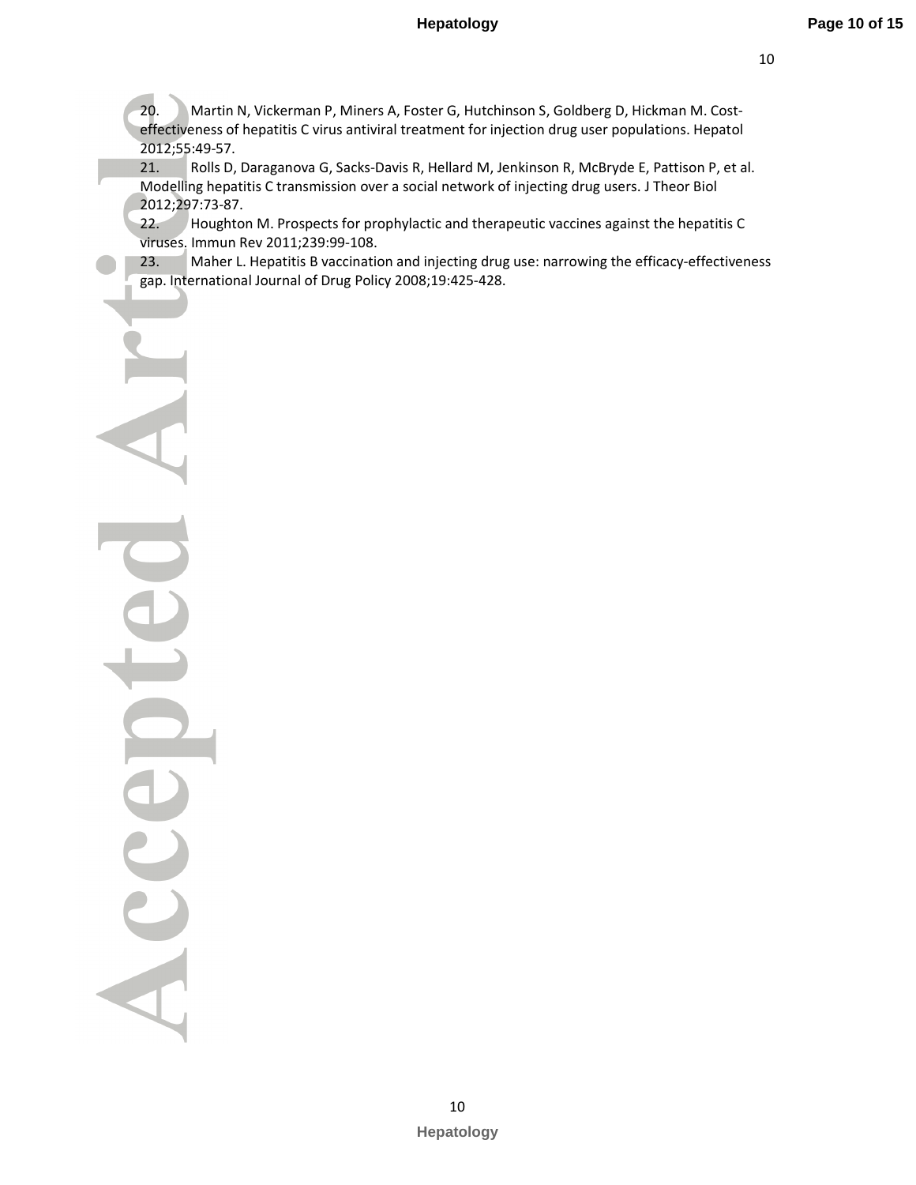20. Martin N, Vickerman P, Miners A, Foster G, Hutchinson S, Goldberg D, Hickman M. Cost-effectiveness of hepatitis C virus antiviral treatment for injection drug user populations. Hepatol 2012;55:49-57.
21. Rolls D, Daraganova G, Sacks-Davis R, Hellard M, Jenkinson R, McBryde E, Pattison P, et al. Modelling hepatitis C transmission over a social network of injecting drug users. J Theor Biol 2012;297:73-87.
22. Houghton M. Prospects for prophylactic and therapeutic vaccines against the hepatitis C viruses. Immun Rev 2011;239:99-108.
23. Maher L. Hepatitis B vaccination and injecting drug use: narrowing the efficacy-effectiveness gap. International Journal of Drug Policy 2008;19:425-428.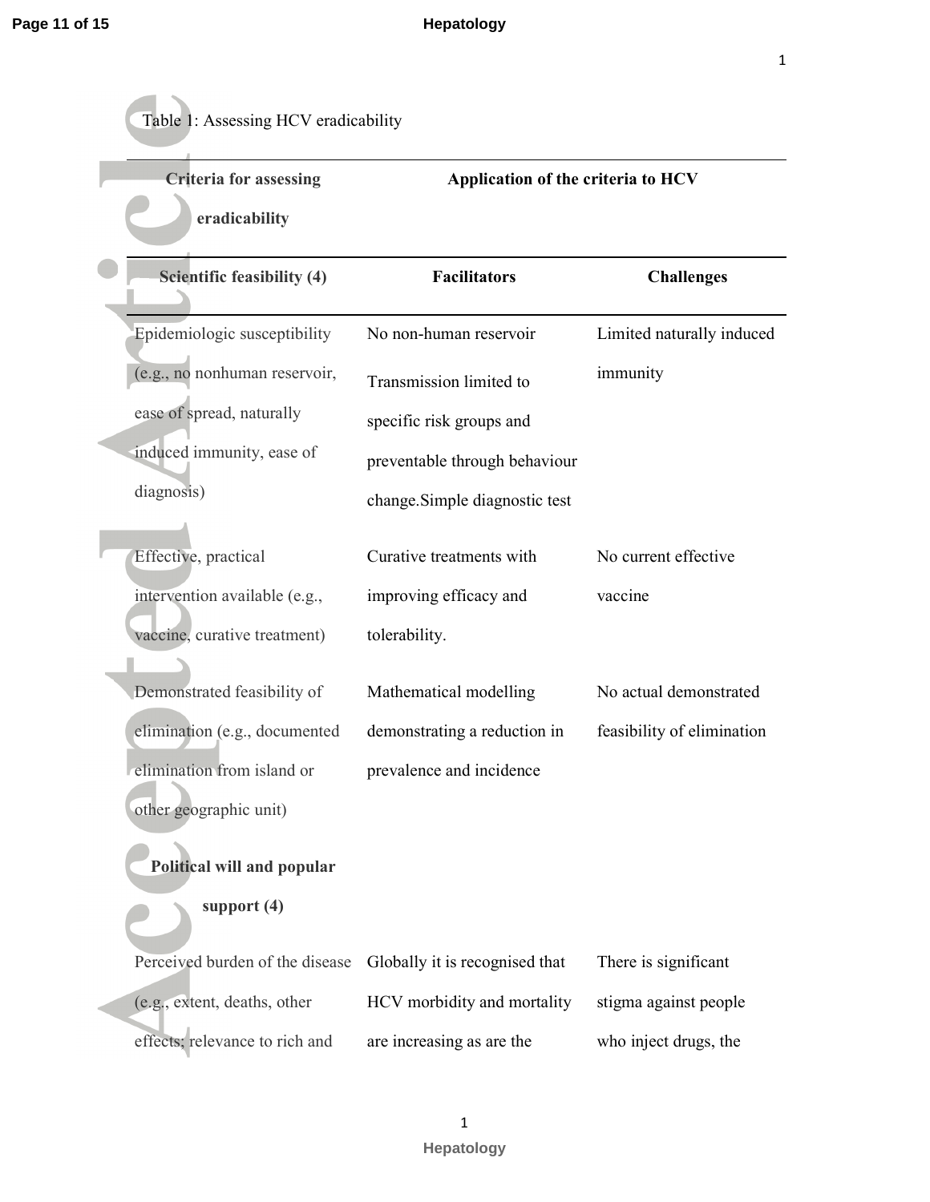Table 1: Assessing HCV eradicability

| Criteria for assessing eradicability | Application of the criteria to HCV | |
|---|---|---|
| **Scientific feasibility (4)** | **Facilitators** | **Challenges** |
| Epidemiologic susceptibility (e.g., no nonhuman reservoir, ease of spread, naturally induced immunity, ease of diagnosis) | No non-human reservoir<br>Transmission limited to specific risk groups and preventable through behaviour change.Simple diagnostic test | Limited naturally induced immunity |
| Effective, practical intervention available (e.g., vaccine, curative treatment) | Curative treatments with improving efficacy and tolerability. | No current effective vaccine |
| Demonstrated feasibility of elimination (e.g., documented elimination from island or other geographic unit) | Mathematical modelling demonstrating a reduction in prevalence and incidence | No actual demonstrated feasibility of elimination |
| **Political will and popular support (4)** | | |
| Perceived burden of the disease (e.g., extent, deaths, other effects; relevance to rich and | Globally it is recognised that HCV morbidity and mortality are increasing as are the | There is significant stigma against people who inject drugs, the |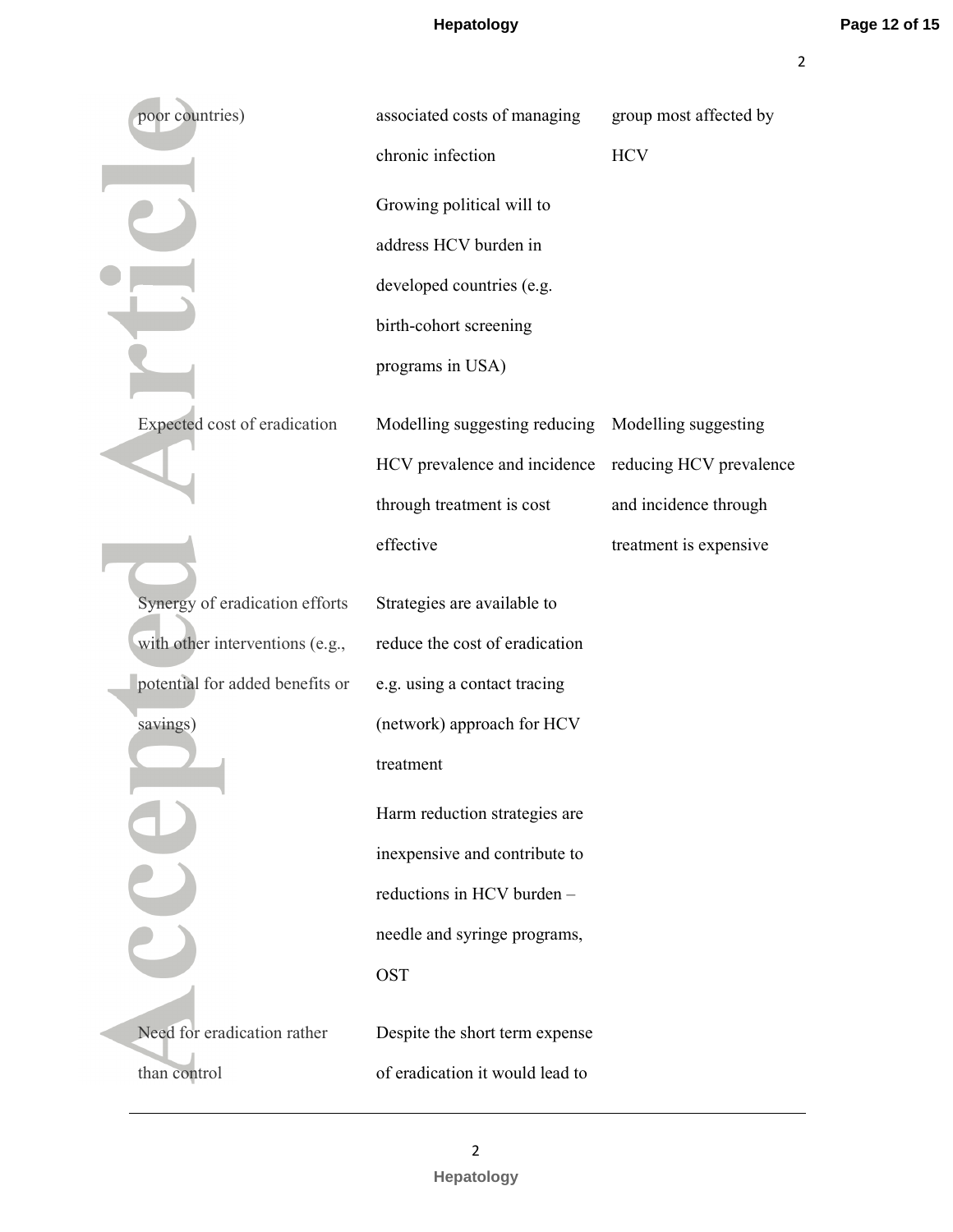| | | |
|---|---|---|
| poor countries) | associated costs of managing chronic infection<br><br>Growing political will to address HCV burden in developed countries (e.g. birth-cohort screening programs in USA) | group most affected by HCV |
| Expected cost of eradication | Modelling suggesting reducing HCV prevalence and incidence through treatment is cost effective | Modelling suggesting reducing HCV prevalence and incidence through treatment is expensive |
| Synergy of eradication efforts with other interventions (e.g., potential for added benefits or savings) | Strategies are available to reduce the cost of eradication e.g. using a contact tracing (network) approach for HCV treatment<br><br>Harm reduction strategies are inexpensive and contribute to reductions in HCV burden – needle and syringe programs, OST | |
| Need for eradication rather than control | Despite the short term expense of eradication it would lead to | |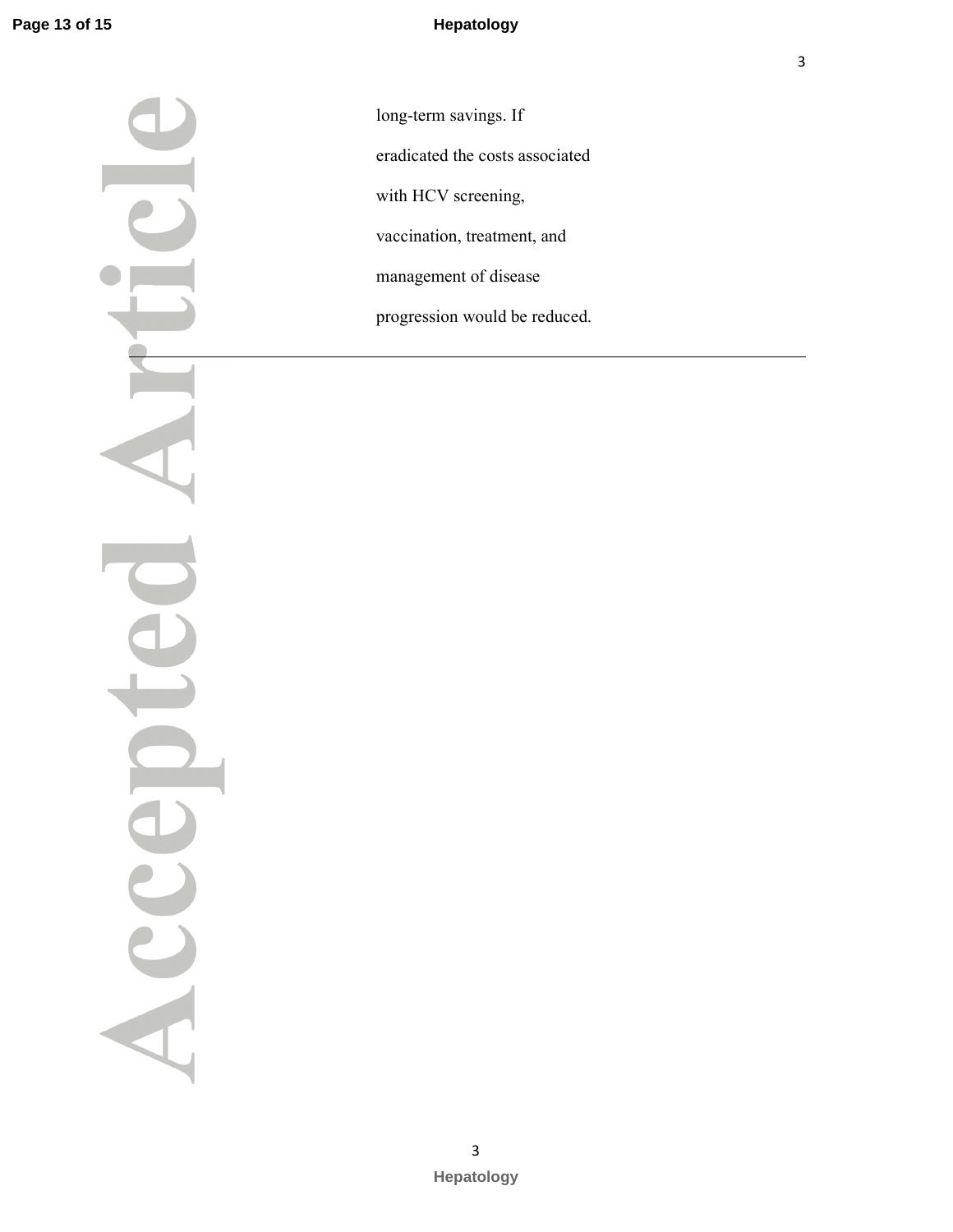long-term savings. If eradicated the costs associated with HCV screening, vaccination, treatment, and management of disease progression would be reduced.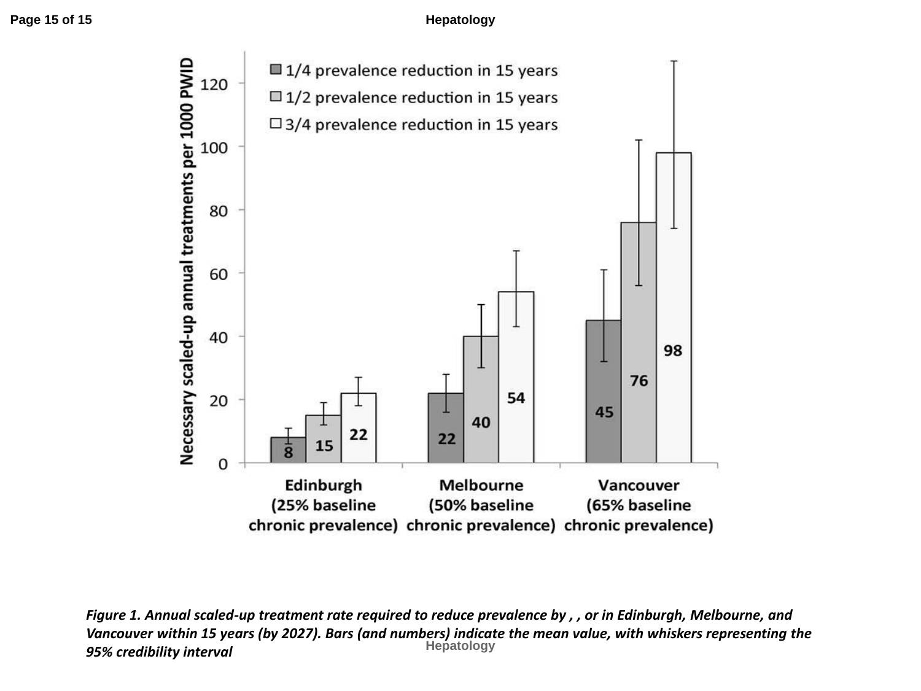Necessary scaled-up annual treatments per 1000 PWID

120
100
80
60
40
20
0

1/4 prevalence reduction in 15 years
1/2 prevalence reduction in 15 years
3/4 prevalence reduction in 15 years

8
15
22
22
40
54
45
76
98

Edinburgh (25% baseline chronic prevalence)
Melbourne (50% baseline chronic prevalence)
Vancouver (65% baseline chronic prevalence)

*Figure 1. Annual scaled-up treatment rate required to reduce prevalence by , , or in Edinburgh, Melbourne, and Vancouver within 15 years (by 2027). Bars (and numbers) indicate the mean value, with whiskers representing the 95% credibility interval*